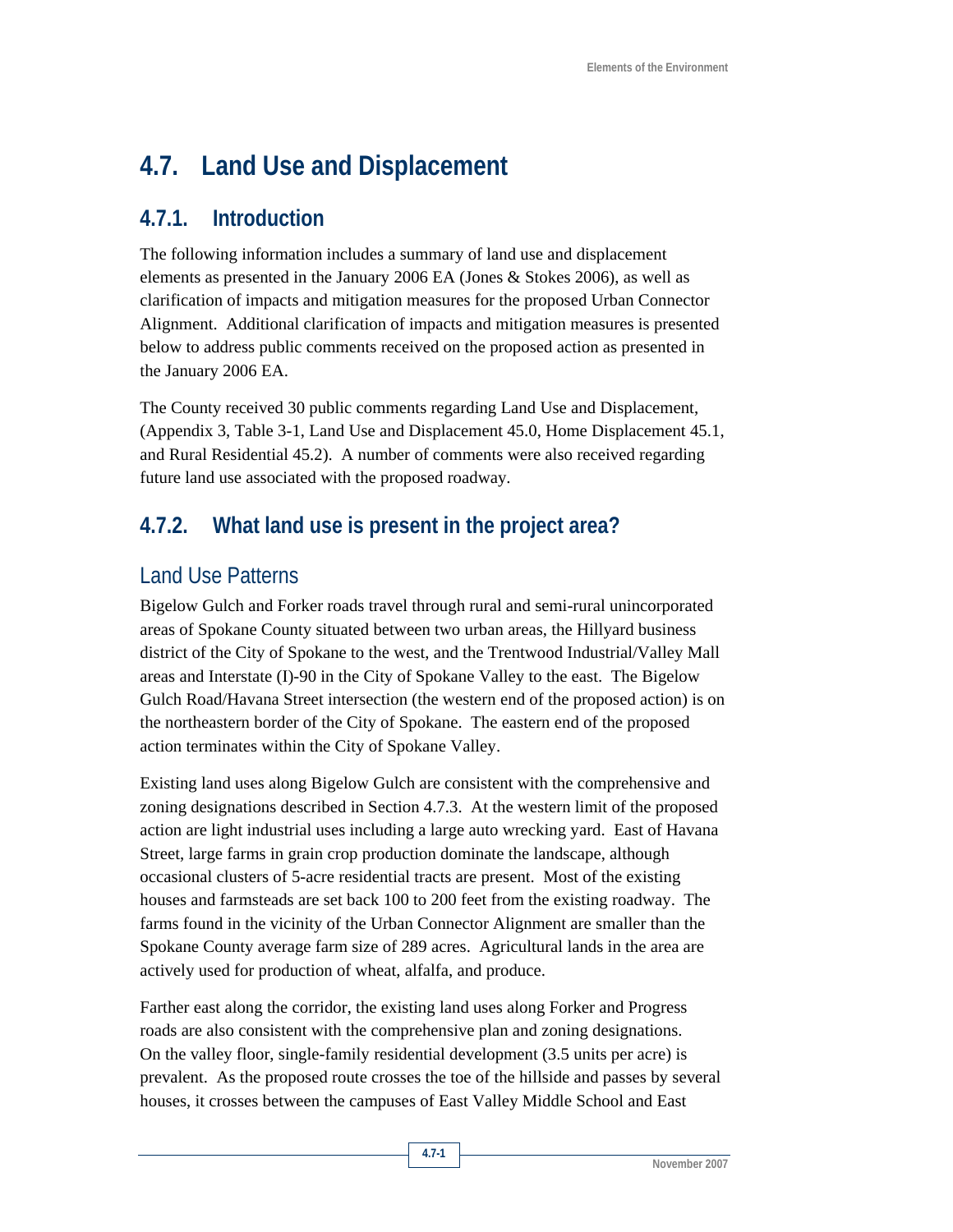# 4.7. Land Use and Displacement

## 4.7.1. Introduction

The following information includes a summary of land use and displacement elements as presented in the January 2006 EA (Jones & Stokes 2006), as well as clarification of impacts and mitigation measures for the proposed Urban Connector Alignment. Additional clarification of impacts and mitigation measures is presented below to address public comments received on the proposed action as presented in the January 2006 EA.

The County received 30 public comments regarding Land Use and Displacement, (Appendix 3, Table 3-1, Land Use and Displacement 45.0, Home Displacement 45.1, and Rural Residential 45.2). A number of comments were also received regarding future land use associated with the proposed roadway.

## 4.7.2. What land use is present in the project area?

### Land Use Patterns

Bigelow Gulch and Forker roads travel through rural and semi-rural unincorporated areas of Spokane County situated between two urban areas, the Hillyard business district of the City of Spokane to the west, and the Trentwood Industrial/Valley Mall areas and Interstate (I)-90 in the City of Spokane Valley to the east. The Bigelow Gulch Road/Havana Street intersection (the western end of the proposed action) is on the northeastern border of the City of Spokane. The eastern end of the proposed action terminates within the City of Spokane Valley.

Existing land uses along Bigelow Gulch are consistent with the comprehensive and zoning designations described in Section 4.7.3. At the western limit of the proposed action are light industrial uses including a large auto wrecking yard. East of Havana Street, large farms in grain crop production dominate the landscape, although occasional clusters of 5-acre residential tracts are present. Most of the existing houses and farmsteads are set back 100 to 200 feet from the existing roadway. The farms found in the vicinity of the Urban Connector Alignment are smaller than the Spokane County average farm size of 289 acres. Agricultural lands in the area are actively used for production of wheat, alfalfa, and produce.

Farther east along the corridor, the existing land uses along Forker and Progress roads are also consistent with the comprehensive plan and zoning designations. On the valley floor, single-family residential development (3.5 units per acre) is prevalent. As the proposed route crosses the toe of the hillside and passes by several houses, it crosses between the campuses of East Valley Middle School and East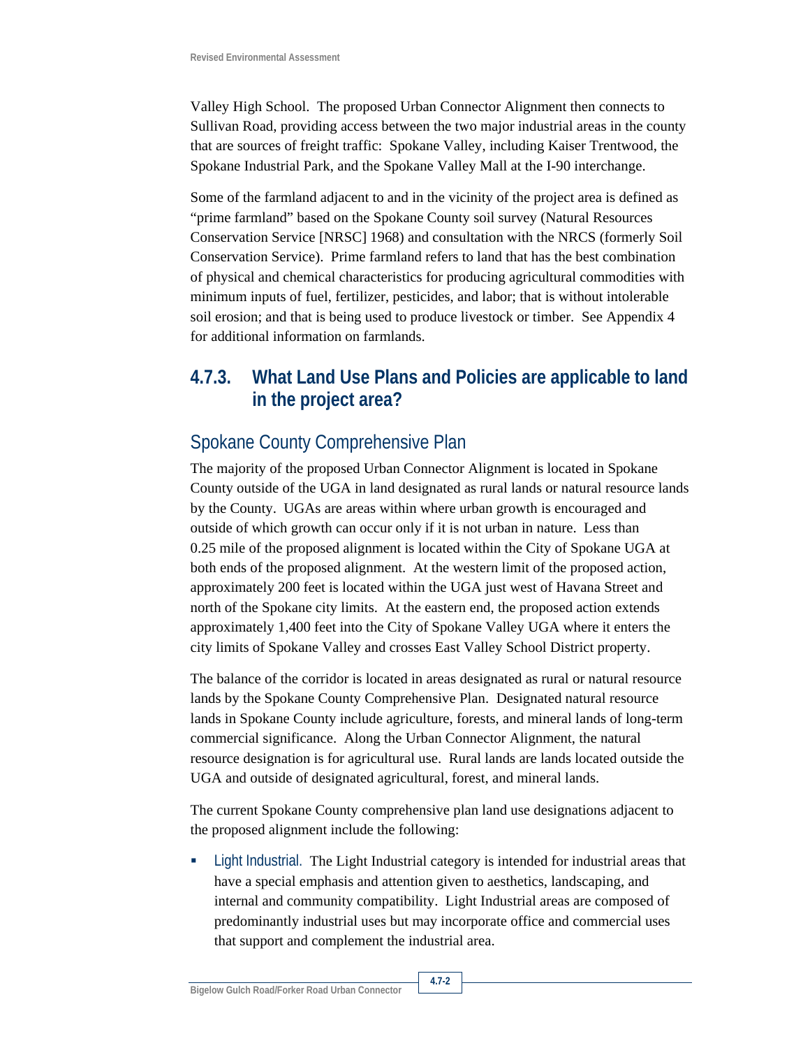Valley High School. The proposed Urban Connector Alignment then connects to Sullivan Road, providing access between the two major industrial areas in the county that are sources of freight traffic: Spokane Valley, including Kaiser Trentwood, the Spokane Industrial Park, and the Spokane Valley Mall at the I-90 interchange.

Some of the farmland adjacent to and in the vicinity of the project area is defined as "prime farmland" based on the Spokane County soil survey (Natural Resources Conservation Service [NRSC] 1968) and consultation with the NRCS (formerly Soil Conservation Service). Prime farmland refers to land that has the best combination of physical and chemical characteristics for producing agricultural commodities with minimum inputs of fuel, fertilizer, pesticides, and labor; that is without intolerable soil erosion; and that is being used to produce livestock or timber. See Appendix 4 for additional information on farmlands.

## 4.7.3. What Land Use Plans and Policies are applicable to land in the project area?

### Spokane County Comprehensive Plan

The majority of the proposed Urban Connector Alignment is located in Spokane County outside of the UGA in land designated as rural lands or natural resource lands by the County. UGAs are areas within where urban growth is encouraged and outside of which growth can occur only if it is not urban in nature. Less than 0.25 mile of the proposed alignment is located within the City of Spokane UGA at both ends of the proposed alignment. At the western limit of the proposed action, approximately 200 feet is located within the UGA just west of Havana Street and north of the Spokane city limits. At the eastern end, the proposed action extends approximately 1,400 feet into the City of Spokane Valley UGA where it enters the city limits of Spokane Valley and crosses East Valley School District property.

The balance of the corridor is located in areas designated as rural or natural resource lands by the Spokane County Comprehensive Plan. Designated natural resource lands in Spokane County include agriculture, forests, and mineral lands of long-term commercial significance. Along the Urban Connector Alignment, the natural resource designation is for agricultural use. Rural lands are lands located outside the UGA and outside of designated agricultural, forest, and mineral lands.

The current Spokane County comprehensive plan land use designations adjacent to the proposed alignment include the following:

- Light Industrial. The Light Industrial category is intended for industrial areas that have a special emphasis and attention given to aesthetics, landscaping, and internal and community compatibility. Light Industrial areas are composed of predominantly industrial uses but may incorporate office and commercial uses that support and complement the industrial area.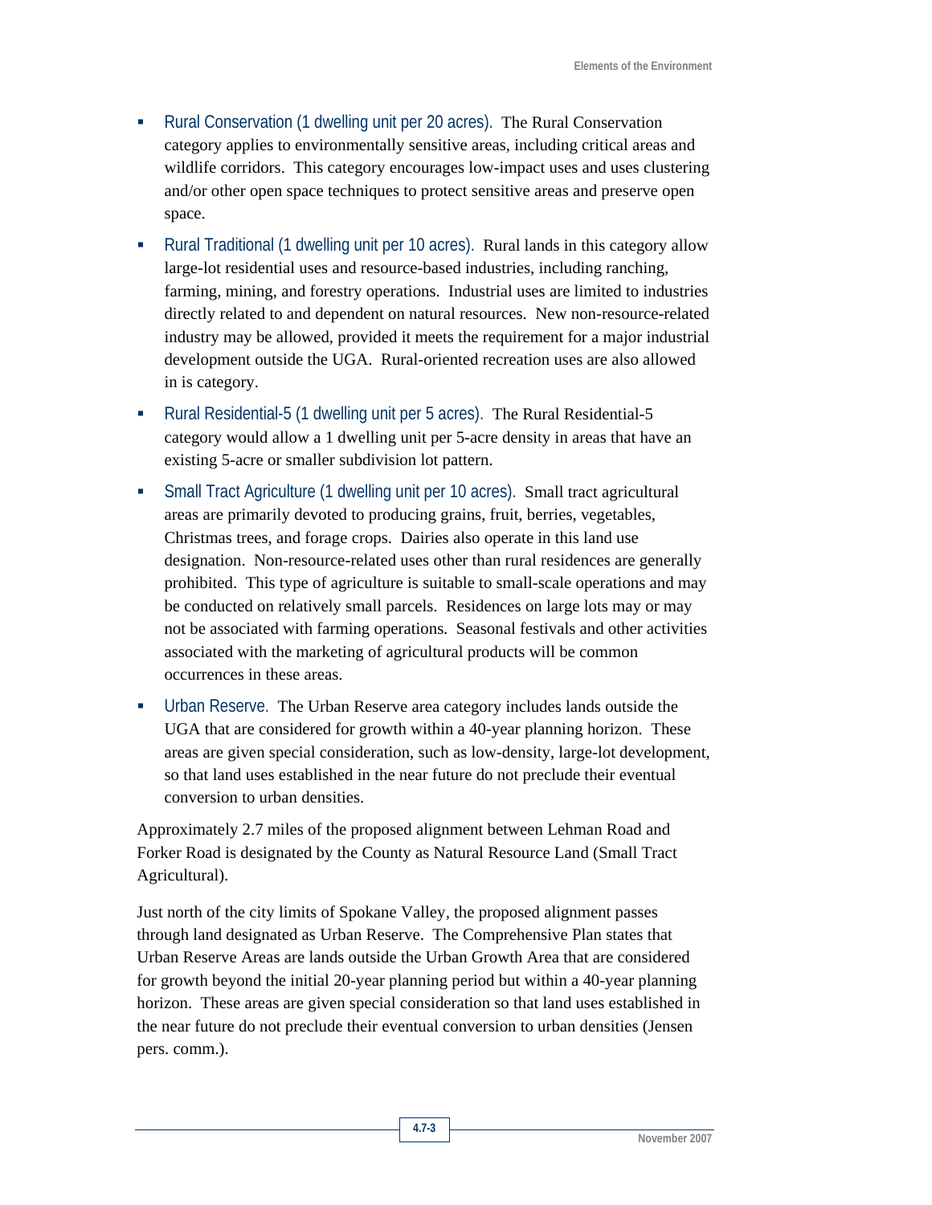- Rural Conservation (1 dwelling unit per 20 acres). The Rural Conservation category applies to environmentally sensitive areas, including critical areas and wildlife corridors. This category encourages low-impact uses and uses clustering and/or other open space techniques to protect sensitive areas and preserve open space.
- Rural Traditional (1 dwelling unit per 10 acres). Rural lands in this category allow large-lot residential uses and resource-based industries, including ranching, farming, mining, and forestry operations. Industrial uses are limited to industries directly related to and dependent on natural resources. New non-resource-related industry may be allowed, provided it meets the requirement for a major industrial development outside the UGA. Rural-oriented recreation uses are also allowed in is category.
- Rural Residential-5 (1 dwelling unit per 5 acres). The Rural Residential-5 category would allow a 1 dwelling unit per 5-acre density in areas that have an existing 5-acre or smaller subdivision lot pattern.
- Small Tract Agriculture (1 dwelling unit per 10 acres). Small tract agricultural areas are primarily devoted to producing grains, fruit, berries, vegetables, Christmas trees, and forage crops. Dairies also operate in this land use designation. Non-resource-related uses other than rural residences are generally prohibited. This type of agriculture is suitable to small-scale operations and may be conducted on relatively small parcels. Residences on large lots may or may not be associated with farming operations. Seasonal festivals and other activities associated with the marketing of agricultural products will be common occurrences in these areas.
- Urban Reserve. The Urban Reserve area category includes lands outside the UGA that are considered for growth within a 40-year planning horizon. These areas are given special consideration, such as low-density, large-lot development, so that land uses established in the near future do not preclude their eventual conversion to urban densities.

Approximately 2.7 miles of the proposed alignment between Lehman Road and Forker Road is designated by the County as Natural Resource Land (Small Tract Agricultural).

Just north of the city limits of Spokane Valley, the proposed alignment passes through land designated as Urban Reserve. The Comprehensive Plan states that Urban Reserve Areas are lands outside the Urban Growth Area that are considered for growth beyond the initial 20-year planning period but within a 40-year planning horizon. These areas are given special consideration so that land uses established in the near future do not preclude their eventual conversion to urban densities (Jensen pers. comm.).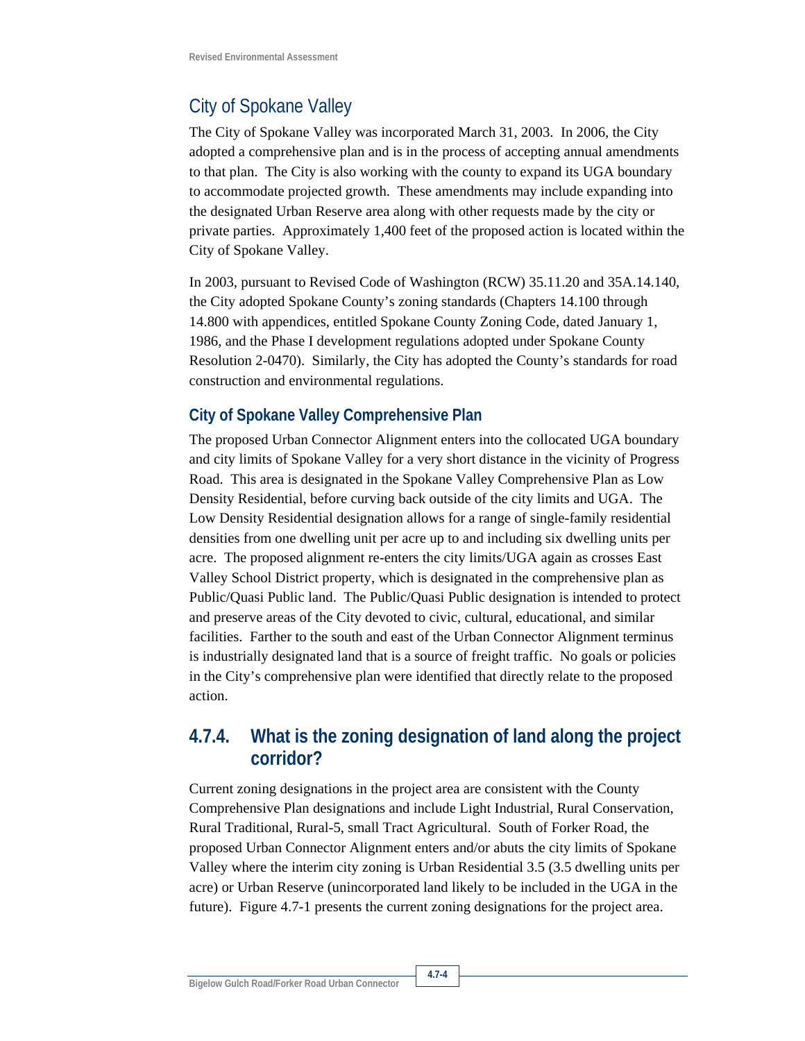## City of Spokane Valley

The City of Spokane Valley was incorporated March 31, 2003. In 2006, the City adopted a comprehensive plan and is in the process of accepting annual amendments to that plan. The City is also working with the county to expand its UGA boundary to accommodate projected growth. These amendments may include expanding into the designated Urban Reserve area along with other requests made by the city or private parties. Approximately 1,400 feet of the proposed action is located within the City of Spokane Valley.

In 2003, pursuant to Revised Code of Washington (RCW) 35.11.20 and 35A.14.140, the City adopted Spokane County's zoning standards (Chapters 14.100 through 14.800 with appendices, entitled Spokane County Zoning Code, dated January 1, 1986, and the Phase I development regulations adopted under Spokane County Resolution 2-0470). Similarly, the City has adopted the County's standards for road construction and environmental regulations.

### City of Spokane Valley Comprehensive Plan

The proposed Urban Connector Alignment enters into the collocated UGA boundary and city limits of Spokane Valley for a very short distance in the vicinity of Progress Road. This area is designated in the Spokane Valley Comprehensive Plan as Low Density Residential, before curving back outside of the city limits and UGA. The Low Density Residential designation allows for a range of single-family residential densities from one dwelling unit per acre up to and including six dwelling units per acre. The proposed alignment re-enters the city limits/UGA again as crosses East Valley School District property, which is designated in the comprehensive plan as Public/Quasi Public land. The Public/Quasi Public designation is intended to protect and preserve areas of the City devoted to civic, cultural, educational, and similar facilities. Farther to the south and east of the Urban Connector Alignment terminus is industrially designated land that is a source of freight traffic. No goals or policies in the City's comprehensive plan were identified that directly relate to the proposed action.

## 4.7.4. What is the zoning designation of land along the project corridor?

Current zoning designations in the project area are consistent with the County Comprehensive Plan designations and include Light Industrial, Rural Conservation, Rural Traditional, Rural-5, small Tract Agricultural. South of Forker Road, the proposed Urban Connector Alignment enters and/or abuts the city limits of Spokane Valley where the interim city zoning is Urban Residential 3.5 (3.5 dwelling units per acre) or Urban Reserve (unincorporated land likely to be included in the UGA in the future). Figure 4.7-1 presents the current zoning designations for the project area.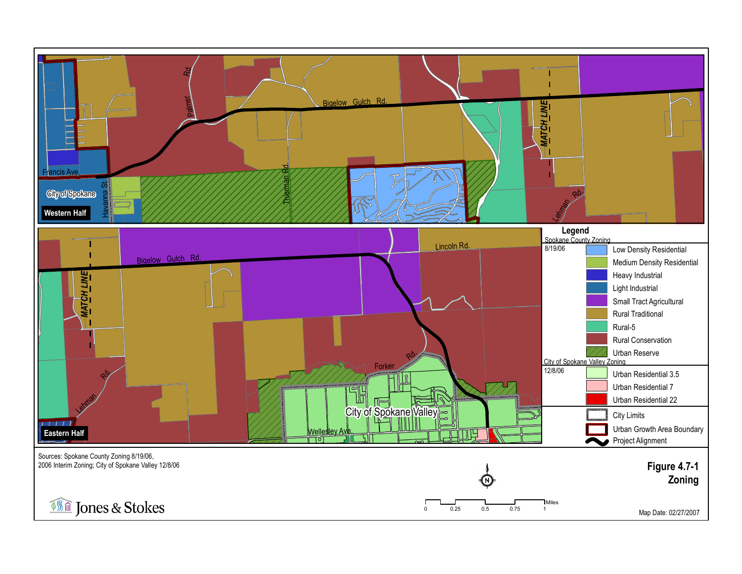**Western Half**

Francis Ave.

City of Spokane

Havanna St.

Palmer Rd.

Bigelow Gulch Rd.

Thierman Rd.

MATCH LINE

Lehman Rd.

**Eastern Half**

Bigelow Gulch Rd.

Lincoln Rd.

MATCH LINE

Lehman Rd.

Forker Rd.

City of Spokane Valley

Wellesley Ave.

**Legend**

Spokane County Zoning 8/19/06

- Low Density Residential
- Medium Density Residential
- Heavy Industrial
- Light Industrial
- Small Tract Agricultural
- Rural Traditional
- Rural-5
- Rural Conservation
- Urban Reserve

City of Spokane Valley Zoning 12/8/06

- Urban Residential 3.5
- Urban Residential 7
- Urban Residential 22

- City Limits
- Urban Growth Area Boundary
- Project Alignment

Sources: Spokane County Zoning 8/19/06, 2006 Interim Zoning; City of Spokane Valley 12/8/06

0 0.25 0.5 0.75 1 Miles

**Figure 4.7-1**
**Zoning**

Jones & Stokes

Map Date: 02/27/2007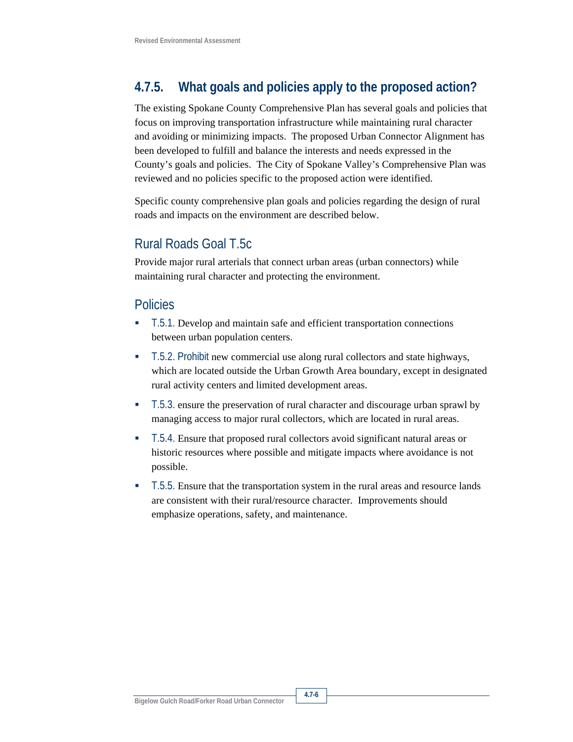## 4.7.5. What goals and policies apply to the proposed action?

The existing Spokane County Comprehensive Plan has several goals and policies that focus on improving transportation infrastructure while maintaining rural character and avoiding or minimizing impacts. The proposed Urban Connector Alignment has been developed to fulfill and balance the interests and needs expressed in the County's goals and policies. The City of Spokane Valley's Comprehensive Plan was reviewed and no policies specific to the proposed action were identified.

Specific county comprehensive plan goals and policies regarding the design of rural roads and impacts on the environment are described below.

### Rural Roads Goal T.5c

Provide major rural arterials that connect urban areas (urban connectors) while maintaining rural character and protecting the environment.

### Policies

- T.5.1. Develop and maintain safe and efficient transportation connections between urban population centers.
- T.5.2. Prohibit new commercial use along rural collectors and state highways, which are located outside the Urban Growth Area boundary, except in designated rural activity centers and limited development areas.
- T.5.3. ensure the preservation of rural character and discourage urban sprawl by managing access to major rural collectors, which are located in rural areas.
- T.5.4. Ensure that proposed rural collectors avoid significant natural areas or historic resources where possible and mitigate impacts where avoidance is not possible.
- T.5.5. Ensure that the transportation system in the rural areas and resource lands are consistent with their rural/resource character. Improvements should emphasize operations, safety, and maintenance.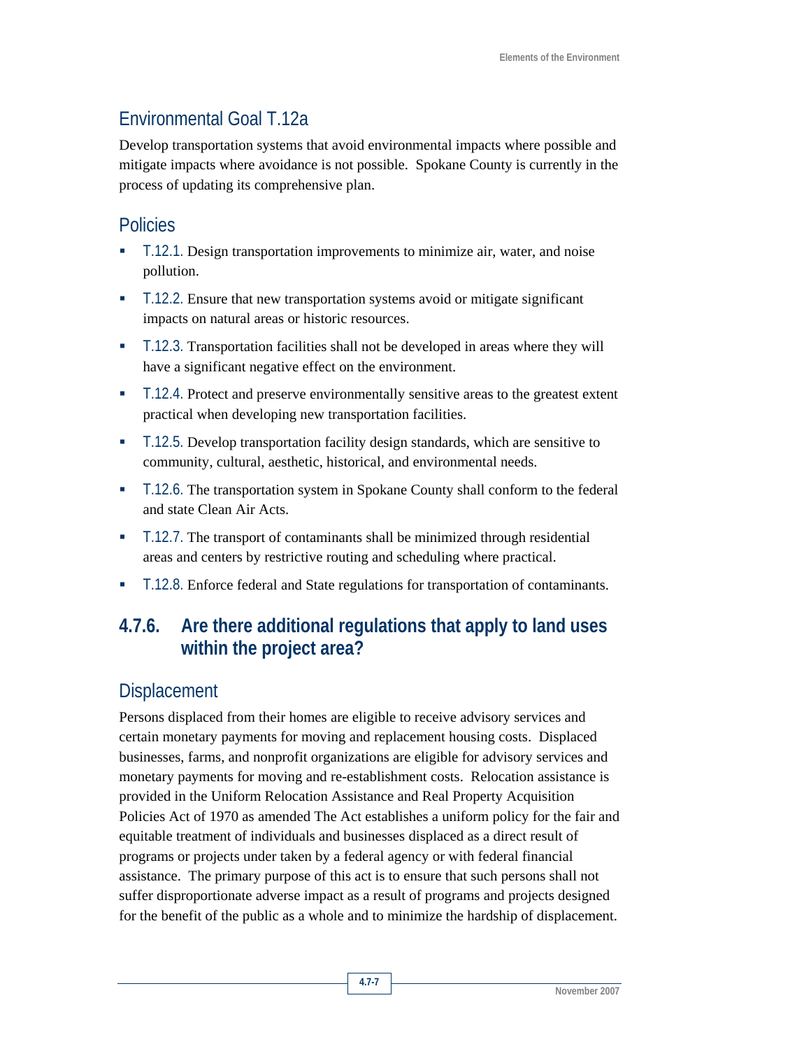## Environmental Goal T.12a

Develop transportation systems that avoid environmental impacts where possible and mitigate impacts where avoidance is not possible. Spokane County is currently in the process of updating its comprehensive plan.

## Policies

- T.12.1. Design transportation improvements to minimize air, water, and noise pollution.
- T.12.2. Ensure that new transportation systems avoid or mitigate significant impacts on natural areas or historic resources.
- T.12.3. Transportation facilities shall not be developed in areas where they will have a significant negative effect on the environment.
- T.12.4. Protect and preserve environmentally sensitive areas to the greatest extent practical when developing new transportation facilities.
- T.12.5. Develop transportation facility design standards, which are sensitive to community, cultural, aesthetic, historical, and environmental needs.
- T.12.6. The transportation system in Spokane County shall conform to the federal and state Clean Air Acts.
- T.12.7. The transport of contaminants shall be minimized through residential areas and centers by restrictive routing and scheduling where practical.
- T.12.8. Enforce federal and State regulations for transportation of contaminants.

# 4.7.6. Are there additional regulations that apply to land uses within the project area?

## Displacement

Persons displaced from their homes are eligible to receive advisory services and certain monetary payments for moving and replacement housing costs. Displaced businesses, farms, and nonprofit organizations are eligible for advisory services and monetary payments for moving and re-establishment costs. Relocation assistance is provided in the Uniform Relocation Assistance and Real Property Acquisition Policies Act of 1970 as amended The Act establishes a uniform policy for the fair and equitable treatment of individuals and businesses displaced as a direct result of programs or projects under taken by a federal agency or with federal financial assistance. The primary purpose of this act is to ensure that such persons shall not suffer disproportionate adverse impact as a result of programs and projects designed for the benefit of the public as a whole and to minimize the hardship of displacement.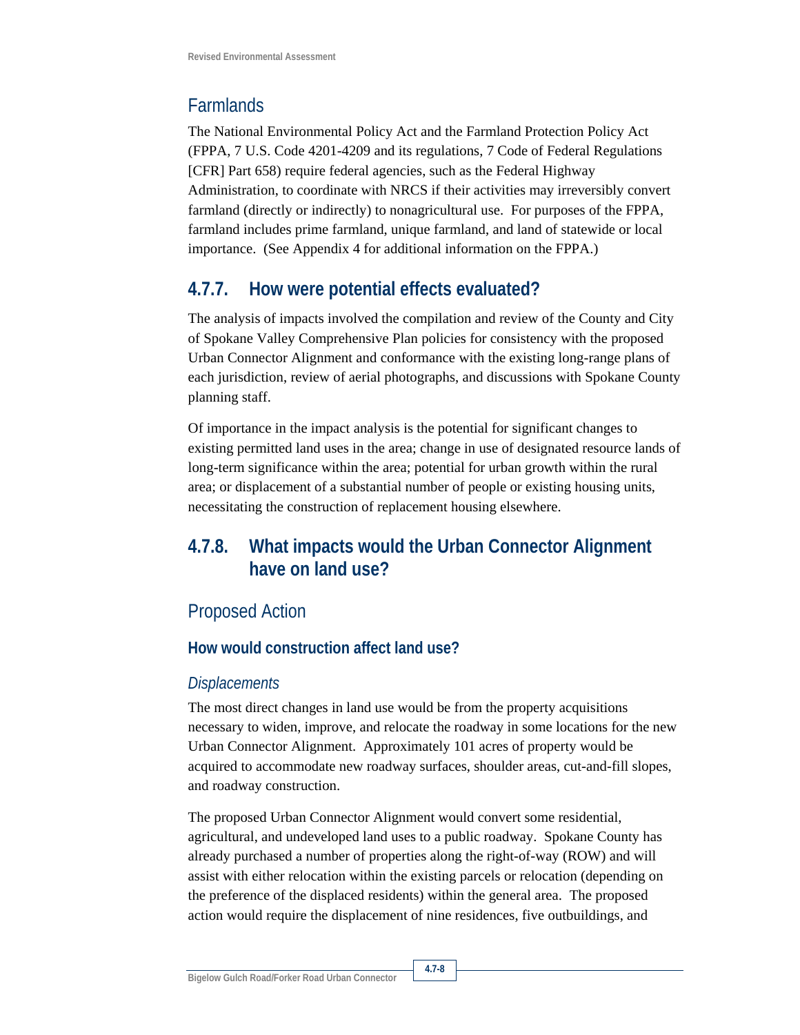## Farmlands

The National Environmental Policy Act and the Farmland Protection Policy Act (FPPA, 7 U.S. Code 4201-4209 and its regulations, 7 Code of Federal Regulations [CFR] Part 658) require federal agencies, such as the Federal Highway Administration, to coordinate with NRCS if their activities may irreversibly convert farmland (directly or indirectly) to nonagricultural use. For purposes of the FPPA, farmland includes prime farmland, unique farmland, and land of statewide or local importance. (See Appendix 4 for additional information on the FPPA.)

## 4.7.7. How were potential effects evaluated?

The analysis of impacts involved the compilation and review of the County and City of Spokane Valley Comprehensive Plan policies for consistency with the proposed Urban Connector Alignment and conformance with the existing long-range plans of each jurisdiction, review of aerial photographs, and discussions with Spokane County planning staff.

Of importance in the impact analysis is the potential for significant changes to existing permitted land uses in the area; change in use of designated resource lands of long-term significance within the area; potential for urban growth within the rural area; or displacement of a substantial number of people or existing housing units, necessitating the construction of replacement housing elsewhere.

## 4.7.8. What impacts would the Urban Connector Alignment have on land use?

## Proposed Action

### How would construction affect land use?

#### *Displacements*

The most direct changes in land use would be from the property acquisitions necessary to widen, improve, and relocate the roadway in some locations for the new Urban Connector Alignment. Approximately 101 acres of property would be acquired to accommodate new roadway surfaces, shoulder areas, cut-and-fill slopes, and roadway construction.

The proposed Urban Connector Alignment would convert some residential, agricultural, and undeveloped land uses to a public roadway. Spokane County has already purchased a number of properties along the right-of-way (ROW) and will assist with either relocation within the existing parcels or relocation (depending on the preference of the displaced residents) within the general area. The proposed action would require the displacement of nine residences, five outbuildings, and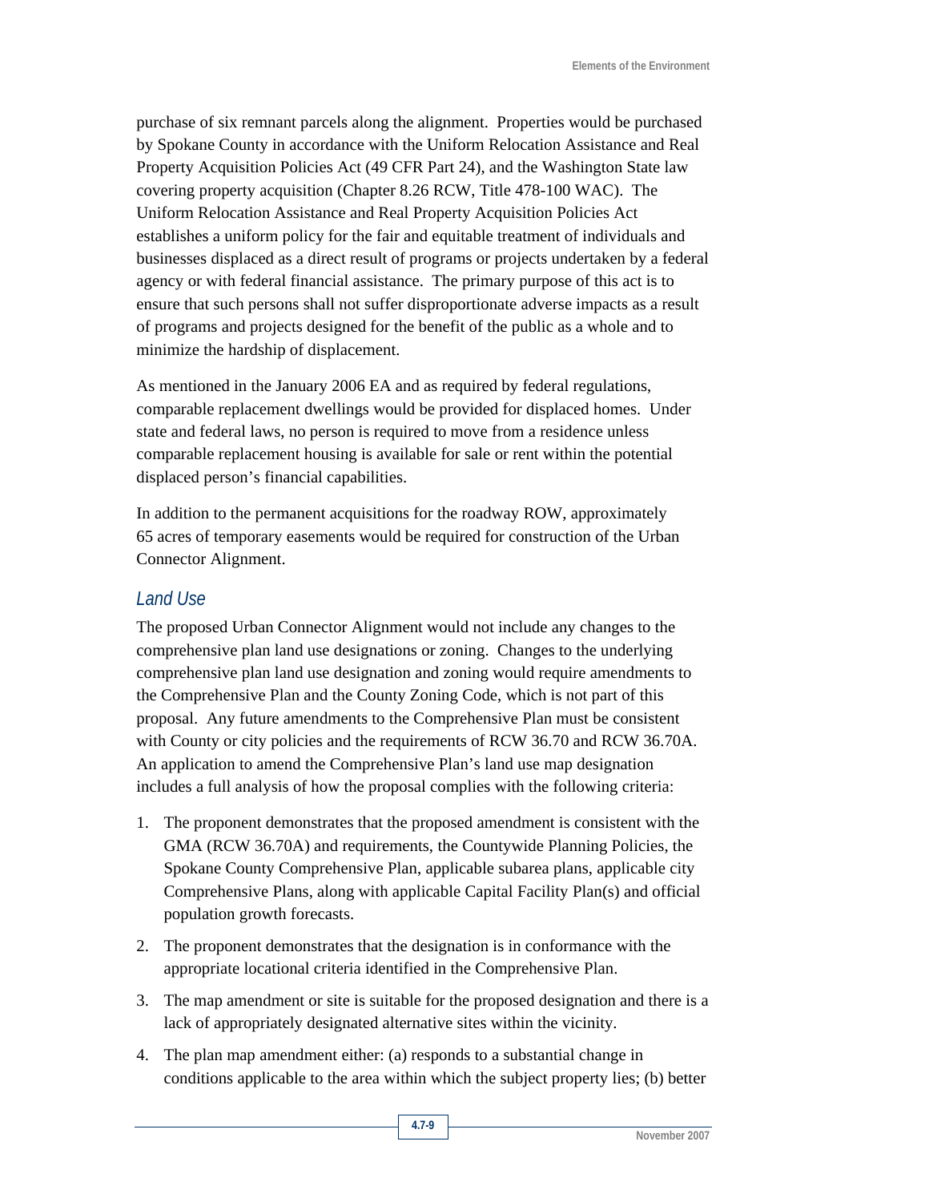purchase of six remnant parcels along the alignment. Properties would be purchased by Spokane County in accordance with the Uniform Relocation Assistance and Real Property Acquisition Policies Act (49 CFR Part 24), and the Washington State law covering property acquisition (Chapter 8.26 RCW, Title 478-100 WAC). The Uniform Relocation Assistance and Real Property Acquisition Policies Act establishes a uniform policy for the fair and equitable treatment of individuals and businesses displaced as a direct result of programs or projects undertaken by a federal agency or with federal financial assistance. The primary purpose of this act is to ensure that such persons shall not suffer disproportionate adverse impacts as a result of programs and projects designed for the benefit of the public as a whole and to minimize the hardship of displacement.

As mentioned in the January 2006 EA and as required by federal regulations, comparable replacement dwellings would be provided for displaced homes. Under state and federal laws, no person is required to move from a residence unless comparable replacement housing is available for sale or rent within the potential displaced person's financial capabilities.

In addition to the permanent acquisitions for the roadway ROW, approximately 65 acres of temporary easements would be required for construction of the Urban Connector Alignment.

### *Land Use*

The proposed Urban Connector Alignment would not include any changes to the comprehensive plan land use designations or zoning. Changes to the underlying comprehensive plan land use designation and zoning would require amendments to the Comprehensive Plan and the County Zoning Code, which is not part of this proposal. Any future amendments to the Comprehensive Plan must be consistent with County or city policies and the requirements of RCW 36.70 and RCW 36.70A. An application to amend the Comprehensive Plan's land use map designation includes a full analysis of how the proposal complies with the following criteria:

1. The proponent demonstrates that the proposed amendment is consistent with the GMA (RCW 36.70A) and requirements, the Countywide Planning Policies, the Spokane County Comprehensive Plan, applicable subarea plans, applicable city Comprehensive Plans, along with applicable Capital Facility Plan(s) and official population growth forecasts.
2. The proponent demonstrates that the designation is in conformance with the appropriate locational criteria identified in the Comprehensive Plan.
3. The map amendment or site is suitable for the proposed designation and there is a lack of appropriately designated alternative sites within the vicinity.
4. The plan map amendment either: (a) responds to a substantial change in conditions applicable to the area within which the subject property lies; (b) better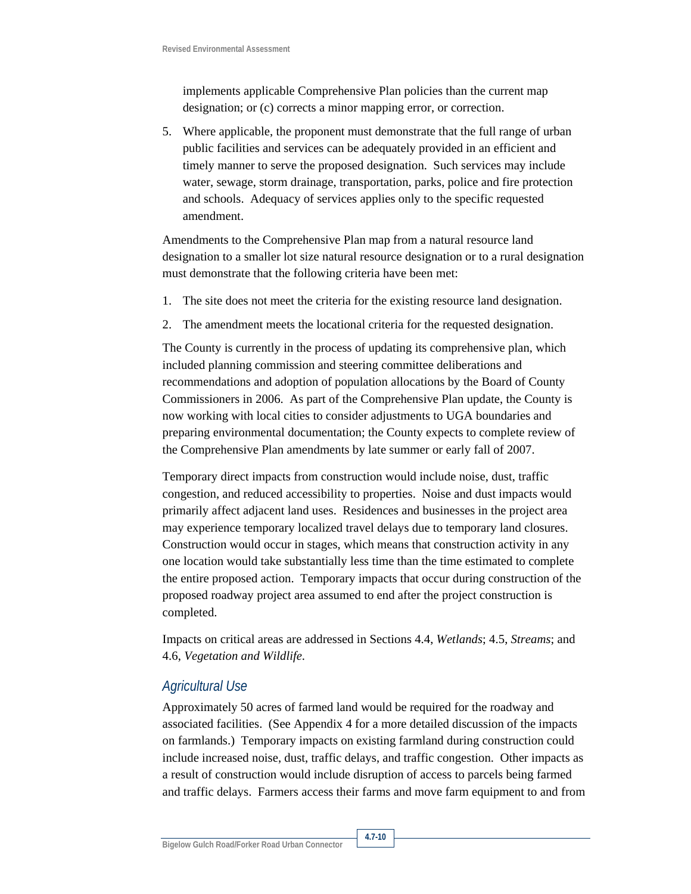implements applicable Comprehensive Plan policies than the current map designation; or (c) corrects a minor mapping error, or correction.

5. Where applicable, the proponent must demonstrate that the full range of urban public facilities and services can be adequately provided in an efficient and timely manner to serve the proposed designation. Such services may include water, sewage, storm drainage, transportation, parks, police and fire protection and schools. Adequacy of services applies only to the specific requested amendment.

Amendments to the Comprehensive Plan map from a natural resource land designation to a smaller lot size natural resource designation or to a rural designation must demonstrate that the following criteria have been met:

1. The site does not meet the criteria for the existing resource land designation.
2. The amendment meets the locational criteria for the requested designation.

The County is currently in the process of updating its comprehensive plan, which included planning commission and steering committee deliberations and recommendations and adoption of population allocations by the Board of County Commissioners in 2006. As part of the Comprehensive Plan update, the County is now working with local cities to consider adjustments to UGA boundaries and preparing environmental documentation; the County expects to complete review of the Comprehensive Plan amendments by late summer or early fall of 2007.

Temporary direct impacts from construction would include noise, dust, traffic congestion, and reduced accessibility to properties. Noise and dust impacts would primarily affect adjacent land uses. Residences and businesses in the project area may experience temporary localized travel delays due to temporary land closures. Construction would occur in stages, which means that construction activity in any one location would take substantially less time than the time estimated to complete the entire proposed action. Temporary impacts that occur during construction of the proposed roadway project area assumed to end after the project construction is completed.

Impacts on critical areas are addressed in Sections 4.4, *Wetlands*; 4.5, *Streams*; and 4.6, *Vegetation and Wildlife*.

### *Agricultural Use*

Approximately 50 acres of farmed land would be required for the roadway and associated facilities. (See Appendix 4 for a more detailed discussion of the impacts on farmlands.) Temporary impacts on existing farmland during construction could include increased noise, dust, traffic delays, and traffic congestion. Other impacts as a result of construction would include disruption of access to parcels being farmed and traffic delays. Farmers access their farms and move farm equipment to and from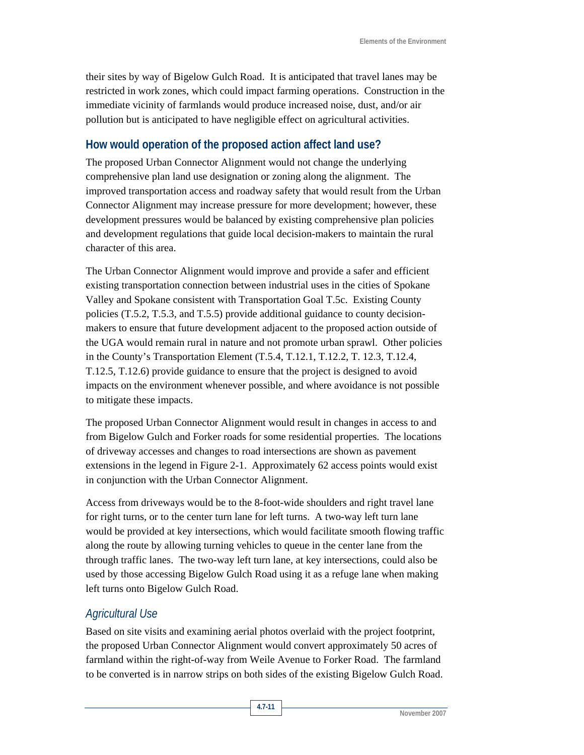their sites by way of Bigelow Gulch Road. It is anticipated that travel lanes may be restricted in work zones, which could impact farming operations. Construction in the immediate vicinity of farmlands would produce increased noise, dust, and/or air pollution but is anticipated to have negligible effect on agricultural activities.

## How would operation of the proposed action affect land use?

The proposed Urban Connector Alignment would not change the underlying comprehensive plan land use designation or zoning along the alignment. The improved transportation access and roadway safety that would result from the Urban Connector Alignment may increase pressure for more development; however, these development pressures would be balanced by existing comprehensive plan policies and development regulations that guide local decision-makers to maintain the rural character of this area.

The Urban Connector Alignment would improve and provide a safer and efficient existing transportation connection between industrial uses in the cities of Spokane Valley and Spokane consistent with Transportation Goal T.5c. Existing County policies (T.5.2, T.5.3, and T.5.5) provide additional guidance to county decision-makers to ensure that future development adjacent to the proposed action outside of the UGA would remain rural in nature and not promote urban sprawl. Other policies in the County's Transportation Element (T.5.4, T.12.1, T.12.2, T. 12.3, T.12.4, T.12.5, T.12.6) provide guidance to ensure that the project is designed to avoid impacts on the environment whenever possible, and where avoidance is not possible to mitigate these impacts.

The proposed Urban Connector Alignment would result in changes in access to and from Bigelow Gulch and Forker roads for some residential properties. The locations of driveway accesses and changes to road intersections are shown as pavement extensions in the legend in Figure 2-1. Approximately 62 access points would exist in conjunction with the Urban Connector Alignment.

Access from driveways would be to the 8-foot-wide shoulders and right travel lane for right turns, or to the center turn lane for left turns. A two-way left turn lane would be provided at key intersections, which would facilitate smooth flowing traffic along the route by allowing turning vehicles to queue in the center lane from the through traffic lanes. The two-way left turn lane, at key intersections, could also be used by those accessing Bigelow Gulch Road using it as a refuge lane when making left turns onto Bigelow Gulch Road.

### *Agricultural Use*

Based on site visits and examining aerial photos overlaid with the project footprint, the proposed Urban Connector Alignment would convert approximately 50 acres of farmland within the right-of-way from Weile Avenue to Forker Road. The farmland to be converted is in narrow strips on both sides of the existing Bigelow Gulch Road.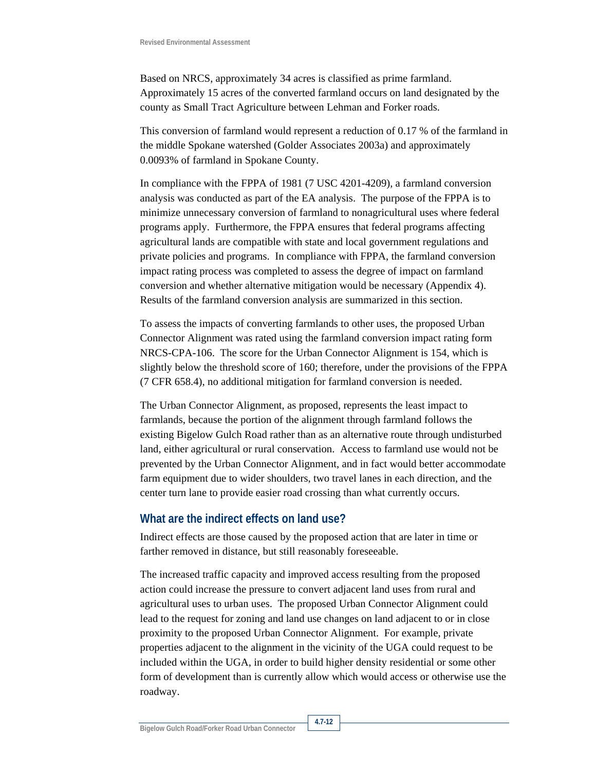Based on NRCS, approximately 34 acres is classified as prime farmland. Approximately 15 acres of the converted farmland occurs on land designated by the county as Small Tract Agriculture between Lehman and Forker roads.

This conversion of farmland would represent a reduction of 0.17 % of the farmland in the middle Spokane watershed (Golder Associates 2003a) and approximately 0.0093% of farmland in Spokane County.

In compliance with the FPPA of 1981 (7 USC 4201-4209), a farmland conversion analysis was conducted as part of the EA analysis. The purpose of the FPPA is to minimize unnecessary conversion of farmland to nonagricultural uses where federal programs apply. Furthermore, the FPPA ensures that federal programs affecting agricultural lands are compatible with state and local government regulations and private policies and programs. In compliance with FPPA, the farmland conversion impact rating process was completed to assess the degree of impact on farmland conversion and whether alternative mitigation would be necessary (Appendix 4). Results of the farmland conversion analysis are summarized in this section.

To assess the impacts of converting farmlands to other uses, the proposed Urban Connector Alignment was rated using the farmland conversion impact rating form NRCS-CPA-106. The score for the Urban Connector Alignment is 154, which is slightly below the threshold score of 160; therefore, under the provisions of the FPPA (7 CFR 658.4), no additional mitigation for farmland conversion is needed.

The Urban Connector Alignment, as proposed, represents the least impact to farmlands, because the portion of the alignment through farmland follows the existing Bigelow Gulch Road rather than as an alternative route through undisturbed land, either agricultural or rural conservation. Access to farmland use would not be prevented by the Urban Connector Alignment, and in fact would better accommodate farm equipment due to wider shoulders, two travel lanes in each direction, and the center turn lane to provide easier road crossing than what currently occurs.

## What are the indirect effects on land use?

Indirect effects are those caused by the proposed action that are later in time or farther removed in distance, but still reasonably foreseeable.

The increased traffic capacity and improved access resulting from the proposed action could increase the pressure to convert adjacent land uses from rural and agricultural uses to urban uses. The proposed Urban Connector Alignment could lead to the request for zoning and land use changes on land adjacent to or in close proximity to the proposed Urban Connector Alignment. For example, private properties adjacent to the alignment in the vicinity of the UGA could request to be included within the UGA, in order to build higher density residential or some other form of development than is currently allow which would access or otherwise use the roadway.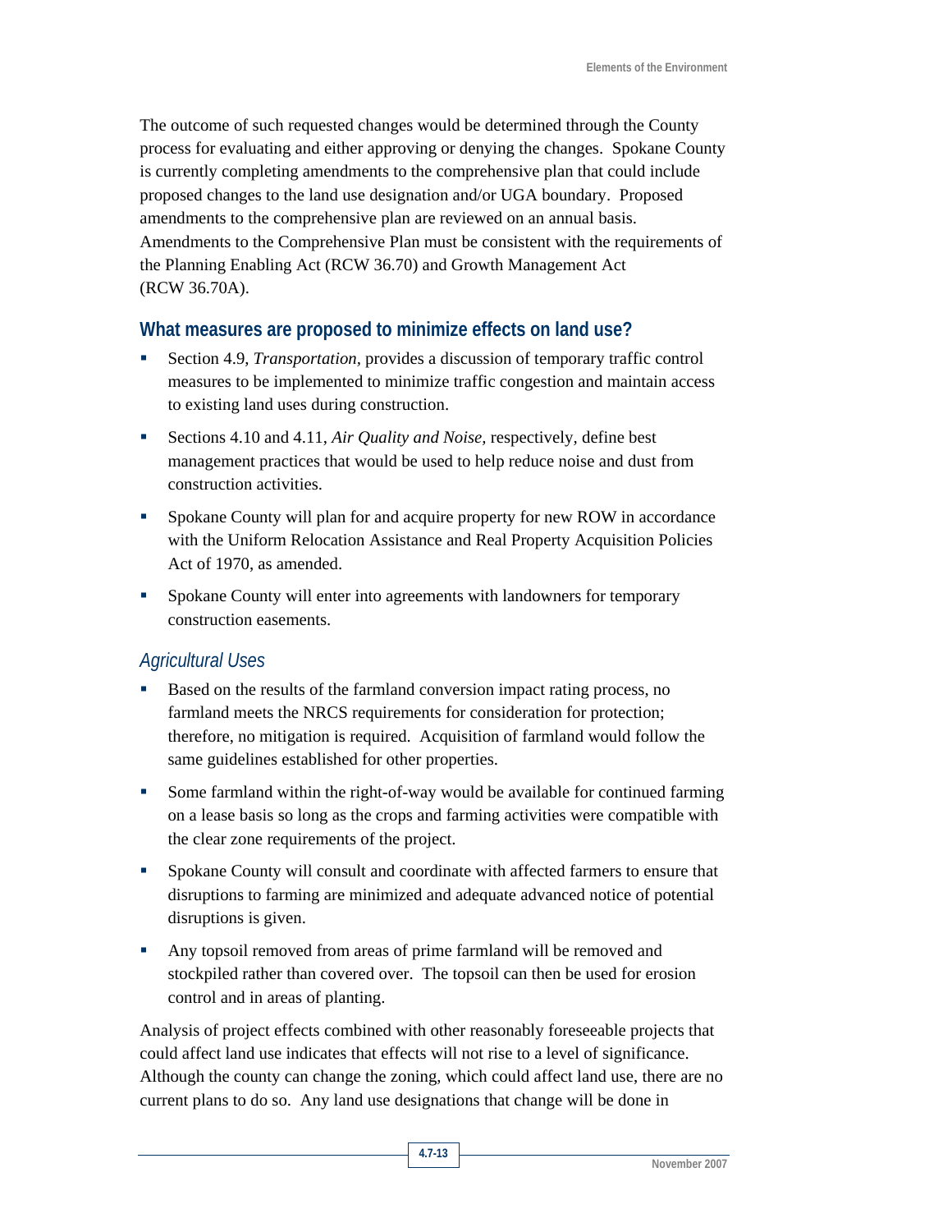The outcome of such requested changes would be determined through the County process for evaluating and either approving or denying the changes. Spokane County is currently completing amendments to the comprehensive plan that could include proposed changes to the land use designation and/or UGA boundary. Proposed amendments to the comprehensive plan are reviewed on an annual basis. Amendments to the Comprehensive Plan must be consistent with the requirements of the Planning Enabling Act (RCW 36.70) and Growth Management Act (RCW 36.70A).

## What measures are proposed to minimize effects on land use?

- Section 4.9, *Transportation*, provides a discussion of temporary traffic control measures to be implemented to minimize traffic congestion and maintain access to existing land uses during construction.
- Sections 4.10 and 4.11, *Air Quality and Noise*, respectively, define best management practices that would be used to help reduce noise and dust from construction activities.
- Spokane County will plan for and acquire property for new ROW in accordance with the Uniform Relocation Assistance and Real Property Acquisition Policies Act of 1970, as amended.
- Spokane County will enter into agreements with landowners for temporary construction easements.

### *Agricultural Uses*

- Based on the results of the farmland conversion impact rating process, no farmland meets the NRCS requirements for consideration for protection; therefore, no mitigation is required. Acquisition of farmland would follow the same guidelines established for other properties.
- Some farmland within the right-of-way would be available for continued farming on a lease basis so long as the crops and farming activities were compatible with the clear zone requirements of the project.
- Spokane County will consult and coordinate with affected farmers to ensure that disruptions to farming are minimized and adequate advanced notice of potential disruptions is given.
- Any topsoil removed from areas of prime farmland will be removed and stockpiled rather than covered over. The topsoil can then be used for erosion control and in areas of planting.

Analysis of project effects combined with other reasonably foreseeable projects that could affect land use indicates that effects will not rise to a level of significance. Although the county can change the zoning, which could affect land use, there are no current plans to do so. Any land use designations that change will be done in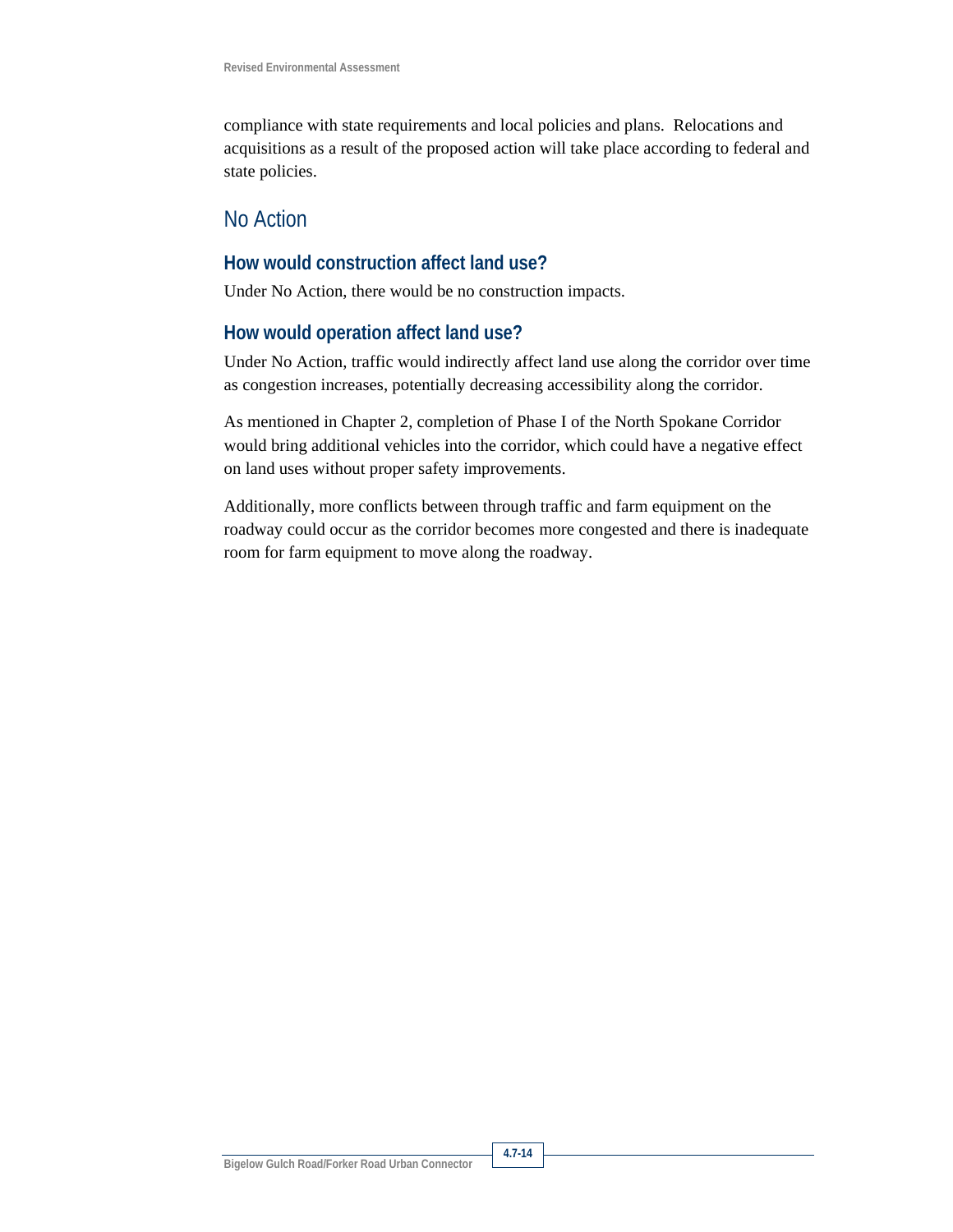compliance with state requirements and local policies and plans. Relocations and acquisitions as a result of the proposed action will take place according to federal and state policies.

## No Action

### How would construction affect land use?

Under No Action, there would be no construction impacts.

### How would operation affect land use?

Under No Action, traffic would indirectly affect land use along the corridor over time as congestion increases, potentially decreasing accessibility along the corridor.

As mentioned in Chapter 2, completion of Phase I of the North Spokane Corridor would bring additional vehicles into the corridor, which could have a negative effect on land uses without proper safety improvements.

Additionally, more conflicts between through traffic and farm equipment on the roadway could occur as the corridor becomes more congested and there is inadequate room for farm equipment to move along the roadway.